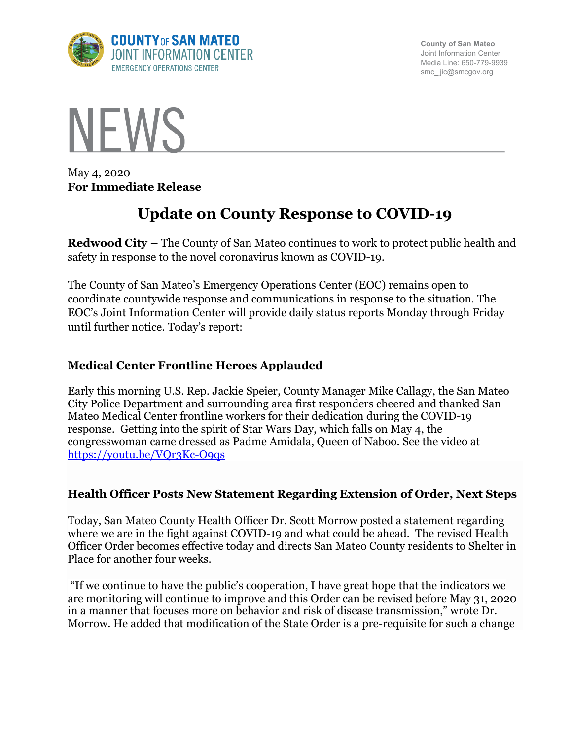COUNTY OF SAN MATEO
JOINT INFORMATION CENTER
EMERGENCY OPERATIONS CENTER

County of San Mateo
Joint Information Center
Media Line: 650-779-9939
smc_ jic@smcgov.org

# NEWS

May 4, 2020
**For Immediate Release**

## Update on County Response to COVID-19

**Redwood City –** The County of San Mateo continues to work to protect public health and safety in response to the novel coronavirus known as COVID-19.

The County of San Mateo's Emergency Operations Center (EOC) remains open to coordinate countywide response and communications in response to the situation. The EOC's Joint Information Center will provide daily status reports Monday through Friday until further notice. Today's report:

### Medical Center Frontline Heroes Applauded

Early this morning U.S. Rep. Jackie Speier, County Manager Mike Callagy, the San Mateo City Police Department and surrounding area first responders cheered and thanked San Mateo Medical Center frontline workers for their dedication during the COVID-19 response. Getting into the spirit of Star Wars Day, which falls on May 4, the congresswoman came dressed as Padme Amidala, Queen of Naboo. See the video at https://youtu.be/VQr3Kc-O9qs

### Health Officer Posts New Statement Regarding Extension of Order, Next Steps

Today, San Mateo County Health Officer Dr. Scott Morrow posted a statement regarding where we are in the fight against COVID-19 and what could be ahead. The revised Health Officer Order becomes effective today and directs San Mateo County residents to Shelter in Place for another four weeks.

"If we continue to have the public's cooperation, I have great hope that the indicators we are monitoring will continue to improve and this Order can be revised before May 31, 2020 in a manner that focuses more on behavior and risk of disease transmission," wrote Dr. Morrow. He added that modification of the State Order is a pre-requisite for such a change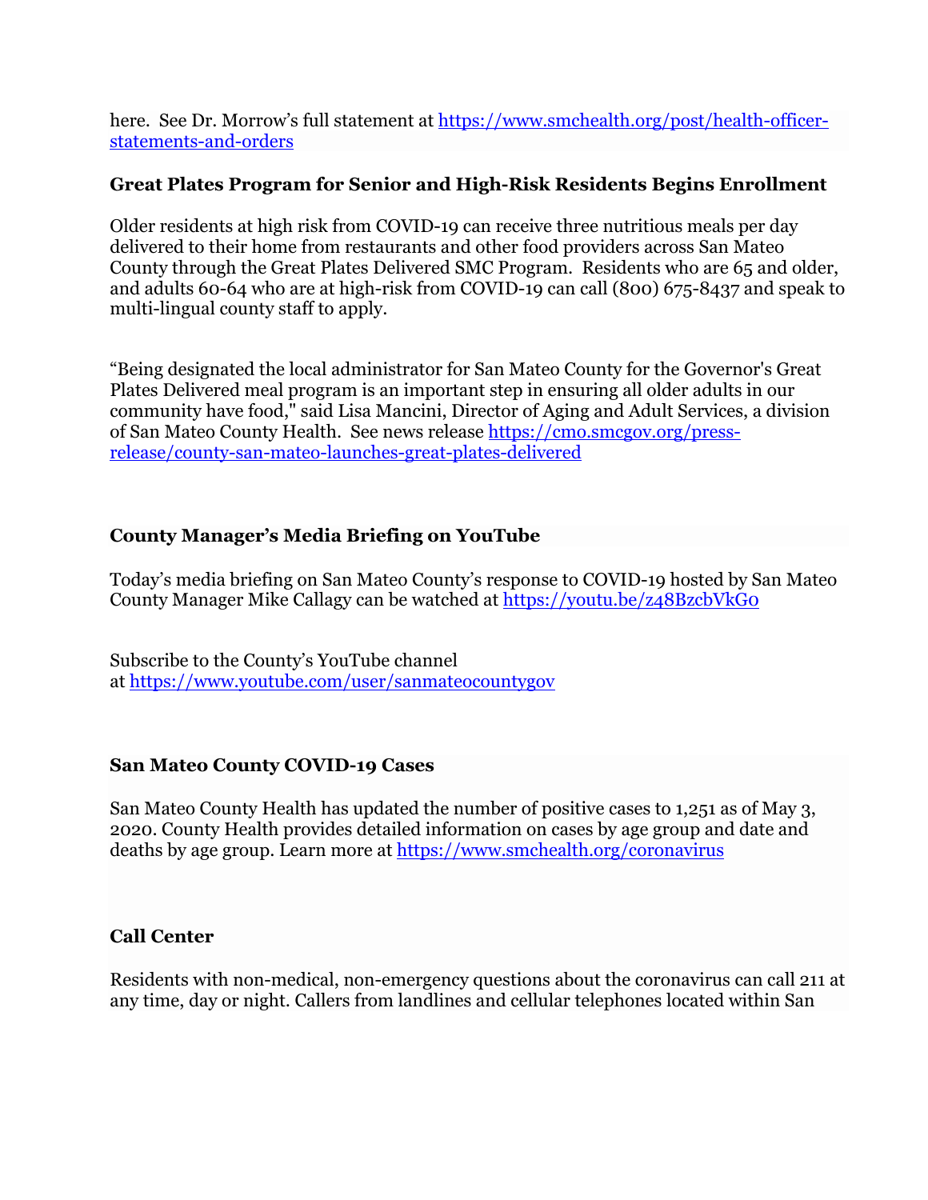here. See Dr. Morrow's full statement at https://www.smchealth.org/post/health-officer-statements-and-orders

### Great Plates Program for Senior and High-Risk Residents Begins Enrollment

Older residents at high risk from COVID-19 can receive three nutritious meals per day delivered to their home from restaurants and other food providers across San Mateo County through the Great Plates Delivered SMC Program. Residents who are 65 and older, and adults 60-64 who are at high-risk from COVID-19 can call (800) 675-8437 and speak to multi-lingual county staff to apply.

"Being designated the local administrator for San Mateo County for the Governor's Great Plates Delivered meal program is an important step in ensuring all older adults in our community have food," said Lisa Mancini, Director of Aging and Adult Services, a division of San Mateo County Health. See news release https://cmo.smcgov.org/press-release/county-san-mateo-launches-great-plates-delivered

### County Manager's Media Briefing on YouTube

Today's media briefing on San Mateo County's response to COVID-19 hosted by San Mateo County Manager Mike Callagy can be watched at https://youtu.be/z48BzcbVkG0

Subscribe to the County's YouTube channel at https://www.youtube.com/user/sanmateocountygov

### San Mateo County COVID-19 Cases

San Mateo County Health has updated the number of positive cases to 1,251 as of May 3, 2020. County Health provides detailed information on cases by age group and date and deaths by age group. Learn more at https://www.smchealth.org/coronavirus

### Call Center

Residents with non-medical, non-emergency questions about the coronavirus can call 211 at any time, day or night. Callers from landlines and cellular telephones located within San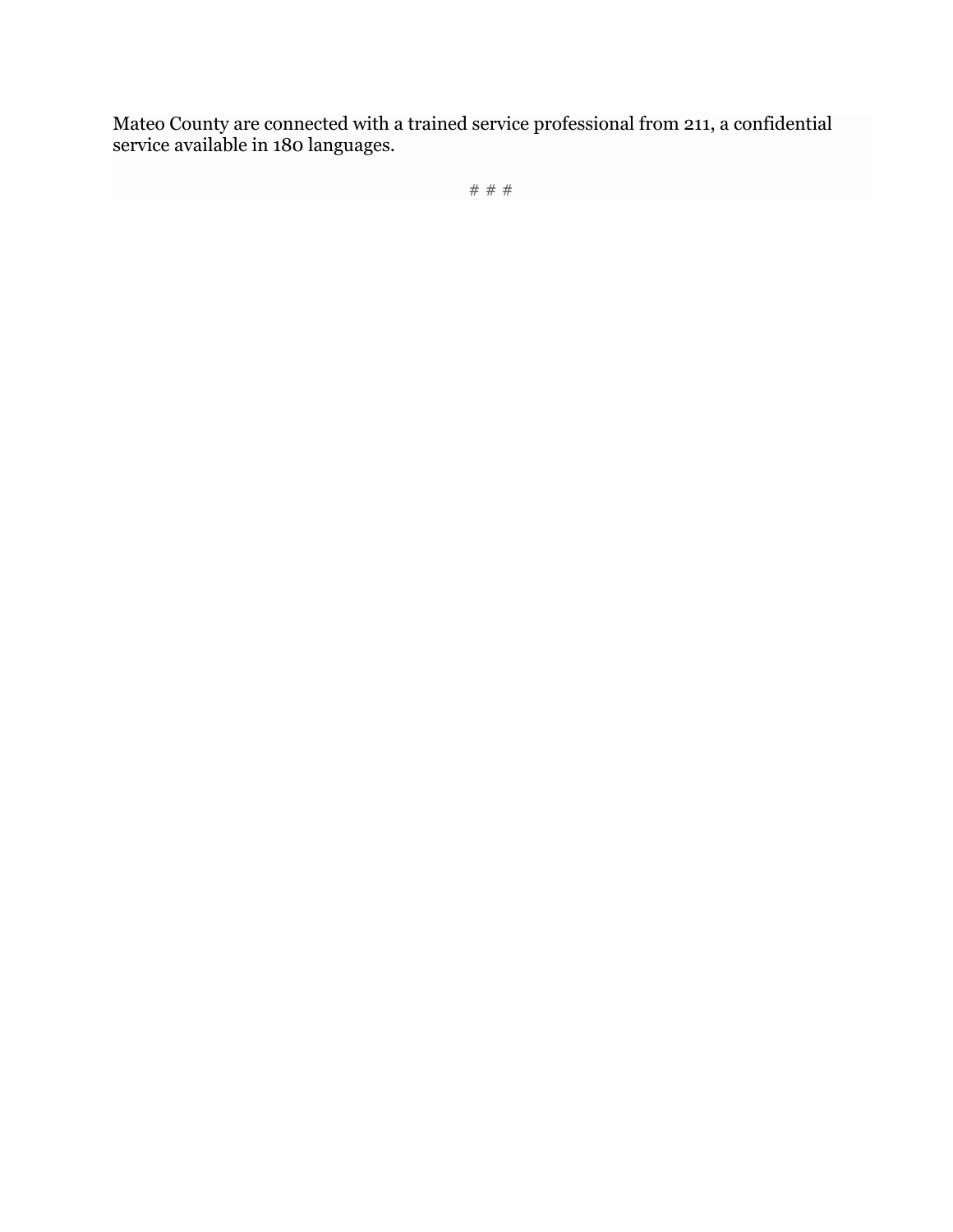Mateo County are connected with a trained service professional from 211, a confidential service available in 180 languages.

# # #